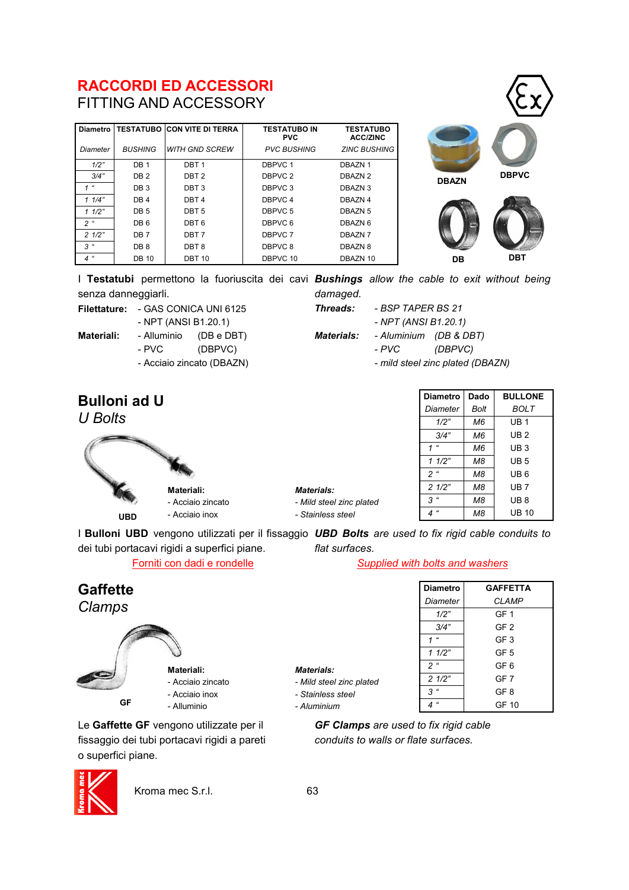# RACCORDI ED ACCESSORI
## FITTING AND ACCESSORY

| Diametro | TESTATUBO | CON VITE DI TERRA | TESTATUBO IN PVC | TESTATUBO ACC/ZINC |
|---|---|---|---|---|
| *Diameter* | *BUSHING* | *WITH GND SCREW* | *PVC BUSHING* | *ZINC BUSHING* |
| 1/2" | DB 1 | DBT 1 | DBPVC 1 | DBAZN 1 |
| 3/4" | DB 2 | DBT 2 | DBPVC 2 | DBAZN 2 |
| 1 " | DB 3 | DBT 3 | DBPVC 3 | DBAZN 3 |
| 1 1/4" | DB 4 | DBT 4 | DBPVC 4 | DBAZN 4 |
| 1 1/2" | DB 5 | DBT 5 | DBPVC 5 | DBAZN 5 |
| 2 " | DB 6 | DBT 6 | DBPVC 6 | DBAZN 6 |
| 2 1/2" | DB 7 | DBT 7 | DBPVC 7 | DBAZN 7 |
| 3 " | DB 8 | DBT 8 | DBPVC 8 | DBAZN 8 |
| 4 " | DB 10 | DBT 10 | DBPVC 10 | DBAZN 10 |

DBAZN DBPVC DB DBT

I **Testatubi** permettono la fuoriuscita dei cavi senza danneggiarli.

**Filettature:** - GAS CONICA UNI 6125
- NPT (ANSI B1.20.1)

**Materiali:** - Alluminio (DB e DBT)
- PVC (DBPVC)
- Acciaio zincato (DBAZN)

***Bushings*** *allow the cable to exit without being damaged.*

***Threads:*** *- BSP TAPER BS 21*
*- NPT (ANSI B1.20.1)*

***Materials:*** *- Aluminium (DB & DBT)*
*- PVC (DBPVC)*
*- mild steel zinc plated (DBAZN)*

## Bulloni ad U
### *U Bolts*

| Diametro | Dado | BULLONE |
|---|---|---|
| *Diameter* | *Bolt* | *BOLT* |
| 1/2" | M6 | UB 1 |
| 3/4" | M6 | UB 2 |
| 1 " | M6 | UB 3 |
| 1 1/2" | M8 | UB 5 |
| 2 " | M8 | UB 6 |
| 2 1/2" | M8 | UB 7 |
| 3 " | M8 | UB 8 |
| 4 " | M8 | UB 10 |

UBD

**Materiali:**
- Acciaio zincato
- Acciaio inox

***Materials:***
- *Mild steel zinc plated*
- *Stainless steel*

I **Bulloni UBD** vengono utilizzati per il fissaggio dei tubi portacavi rigidi a superfici piane.

Forniti con dadi e rondelle

***UBD Bolts*** *are used to fix rigid cable conduits to flat surfaces.*

*Supplied with bolts and washers*

## Gaffette
### *Clamps*

| Diametro | GAFFETTA |
|---|---|
| *Diameter* | *CLAMP* |
| 1/2" | GF 1 |
| 3/4" | GF 2 |
| 1 " | GF 3 |
| 1 1/2" | GF 5 |
| 2 " | GF 6 |
| 2 1/2" | GF 7 |
| 3 " | GF 8 |
| 4 " | GF 10 |

GF

**Materiali:**
- Acciaio zincato
- Acciaio inox
- Alluminio

***Materials:***
- *Mild steel zinc plated*
- *Stainless steel*
- *Aluminium*

Le **Gaffette GF** vengono utilizzate per il fissaggio dei tubi portacavi rigidi a pareti o superfici piane.

***GF Clamps*** *are used to fix rigid cable conduits to walls or flate surfaces.*

Kroma mec S.r.l.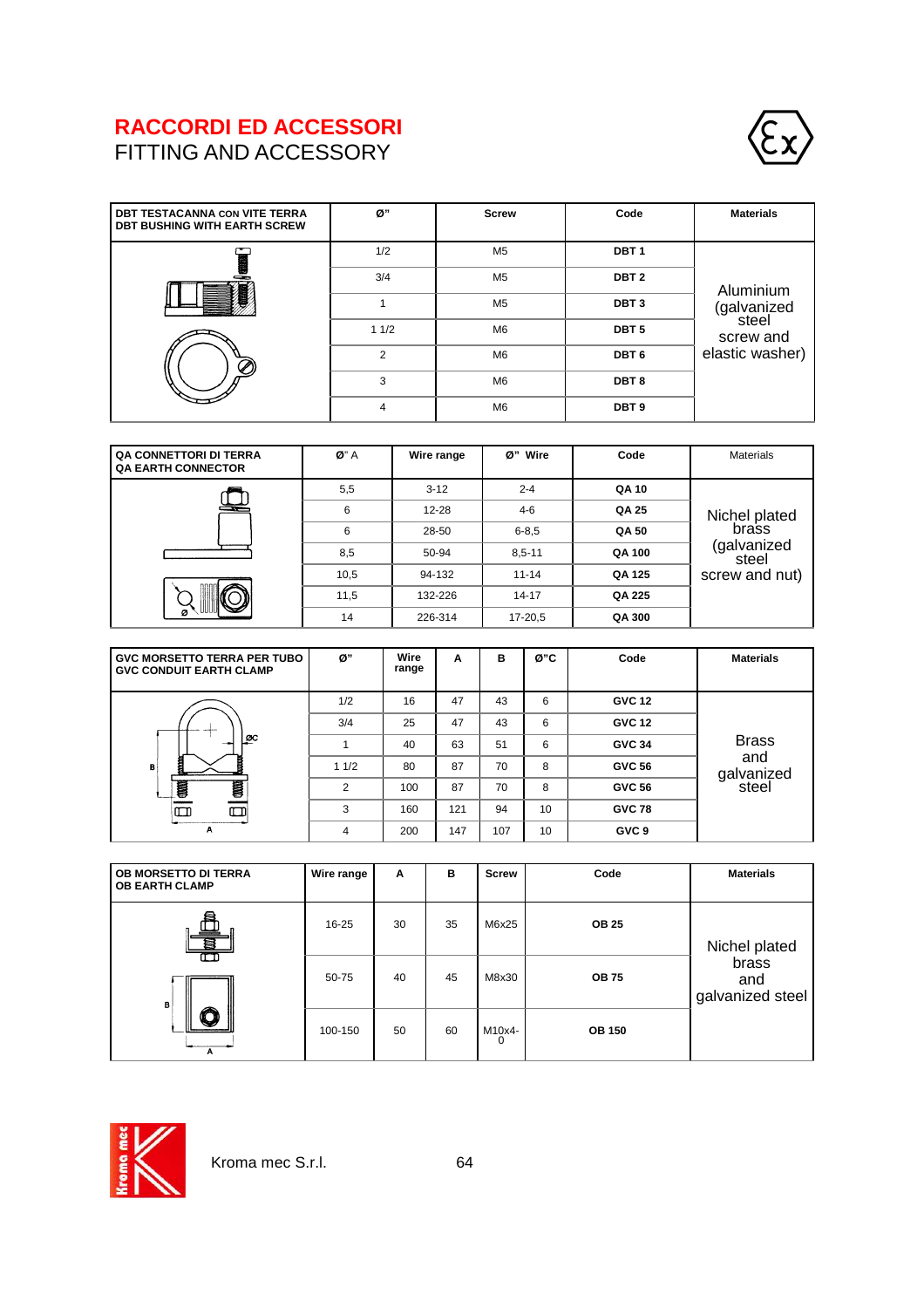# RACCORDI ED ACCESSORI
## FITTING AND ACCESSORY

| DBT TESTACANNA CON VITE TERRA DBT BUSHING WITH EARTH SCREW | Ø" | Screw | Code | Materials |
|---|---|---|---|---|
| | 1/2 | M5 | DBT 1 | Aluminium (galvanized steel screw and elastic washer) |
| | 3/4 | M5 | DBT 2 | |
| | 1 | M5 | DBT 3 | |
| | 1 1/2 | M6 | DBT 5 | |
| | 2 | M6 | DBT 6 | |
| | 3 | M6 | DBT 8 | |
| | 4 | M6 | DBT 9 | |

| QA CONNETTORI DI TERRA QA EARTH CONNECTOR | Ø" A | Wire range | Ø" Wire | Code | Materials |
|---|---|---|---|---|---|
| | 5,5 | 3-12 | 2-4 | QA 10 | Nichel plated brass (galvanized steel screw and nut) |
| | 6 | 12-28 | 4-6 | QA 25 | |
| | 6 | 28-50 | 6-8,5 | QA 50 | |
| | 8,5 | 50-94 | 8,5-11 | QA 100 | |
| | 10,5 | 94-132 | 11-14 | QA 125 | |
| | 11,5 | 132-226 | 14-17 | QA 225 | |
| | 14 | 226-314 | 17-20,5 | QA 300 | |

| GVC MORSETTO TERRA PER TUBO GVC CONDUIT EARTH CLAMP | Ø" | Wire range | A | B | Ø"C | Code | Materials |
|---|---|---|---|---|---|---|---|
| | 1/2 | 16 | 47 | 43 | 6 | GVC 12 | Brass and galvanized steel |
| | 3/4 | 25 | 47 | 43 | 6 | GVC 12 | |
| | 1 | 40 | 63 | 51 | 6 | GVC 34 | |
| | 1 1/2 | 80 | 87 | 70 | 8 | GVC 56 | |
| | 2 | 100 | 87 | 70 | 8 | GVC 56 | |
| | 3 | 160 | 121 | 94 | 10 | GVC 78 | |
| | 4 | 200 | 147 | 107 | 10 | GVC 9 | |

| OB MORSETTO DI TERRA OB EARTH CLAMP | Wire range | A | B | Screw | Code | Materials |
|---|---|---|---|---|---|---|
| | 16-25 | 30 | 35 | M6x25 | OB 25 | Nichel plated brass and galvanized steel |
| | 50-75 | 40 | 45 | M8x30 | OB 75 | |
| | 100-150 | 50 | 60 | M10x4-0 | OB 150 | |

Kroma mec S.r.l.